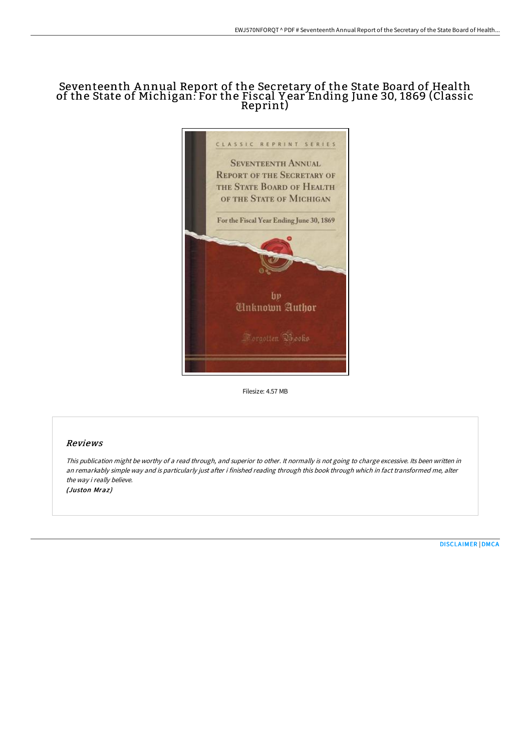# Seventeenth Annual Report of the Secretary of the State Board of Health of the State of Michigan: For the Fiscal Year Ending June 30, 1869 (Classic Reprint)

Filesize: 4.57 MB

## Reviews

*This publication might be worthy of a read through, and superior to other. It normally is not going to charge excessive. Its been written in an remarkably simple way and is particularly just after i finished reading through this book through which in fact transformed me, alter the way i really believe.*
*(Juston Mraz)*

DISCLAIMER | DMCA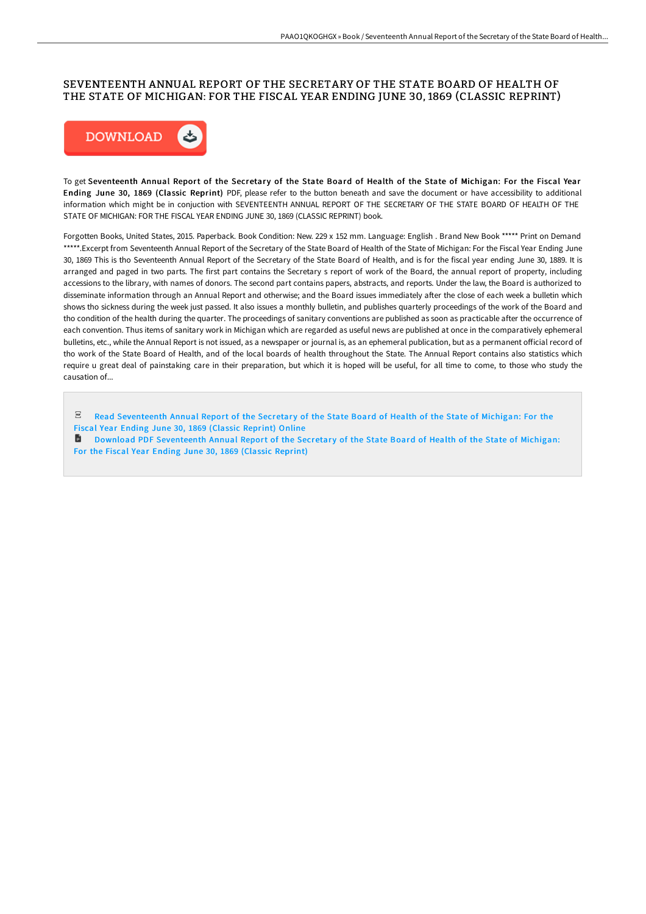# SEVENTEENTH ANNUAL REPORT OF THE SECRETARY OF THE STATE BOARD OF HEALTH OF THE STATE OF MICHIGAN: FOR THE FISCAL YEAR ENDING JUNE 30, 1869 (CLASSIC REPRINT)

To get **Seventeenth Annual Report of the Secretary of the State Board of Health of the State of Michigan: For the Fiscal Year Ending June 30, 1869 (Classic Reprint)** PDF, please refer to the button beneath and save the document or have accessibility to additional information which might be in conjuction with SEVENTEENTH ANNUAL REPORT OF THE SECRETARY OF THE STATE BOARD OF HEALTH OF THE STATE OF MICHIGAN: FOR THE FISCAL YEAR ENDING JUNE 30, 1869 (CLASSIC REPRINT) book.

Forgotten Books, United States, 2015. Paperback. Book Condition: New. 229 x 152 mm. Language: English . Brand New Book ***** Print on Demand *****.Excerpt from Seventeenth Annual Report of the Secretary of the State Board of Health of the State of Michigan: For the Fiscal Year Ending June 30, 1869 This is tho Seventeenth Annual Report of the Secretary of the State Board of Health, and is for the fiscal year ending June 30, 1889. It is arranged and paged in two parts. The first part contains the Secretary s report of work of the Board, the annual report of property, including accessions to the library, with names of donors. The second part contains papers, abstracts, and reports. Under the law, the Board is authorized to disseminate information through an Annual Report and otherwise; and the Board issues immediately after the close of each week a bulletin which shows tho sickness during the week just passed. It also issues a monthly bulletin, and publishes quarterly proceedings of the work of the Board and tho condition of the health during the quarter. The proceedings of sanitary conventions are published as soon as practicable after the occurrence of each convention. Thus items of sanitary work in Michigan which are regarded as useful news are published at once in the comparatively ephemeral bulletins, etc., while the Annual Report is not issued, as a newspaper or journal is, as an ephemeral publication, but as a permanent official record of tho work of the State Board of Health, and of the local boards of health throughout the State. The Annual Report contains also statistics which require u great deal of painstaking care in their preparation, but which it is hoped will be useful, for all time to come, to those who study the causation of...

- Read Seventeenth Annual Report of the Secretary of the State Board of Health of the State of Michigan: For the Fiscal Year Ending June 30, 1869 (Classic Reprint) Online
- Download PDF Seventeenth Annual Report of the Secretary of the State Board of Health of the State of Michigan: For the Fiscal Year Ending June 30, 1869 (Classic Reprint)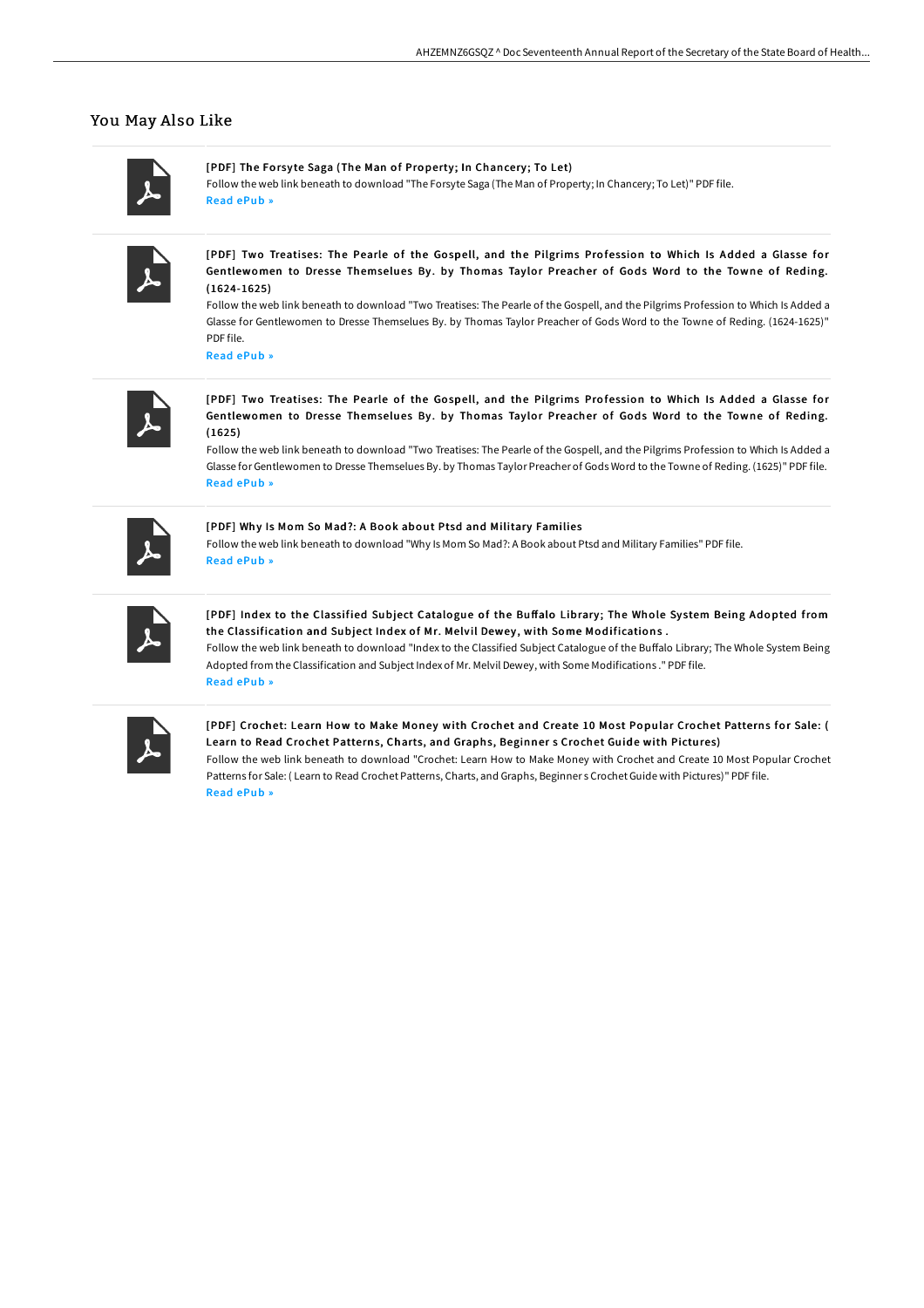## You May Also Like

**[PDF] The Forsyte Saga (The Man of Property; In Chancery; To Let)**

Follow the web link beneath to download "The Forsyte Saga (The Man of Property; In Chancery; To Let)" PDF file.

Read ePub »

**[PDF] Two Treatises: The Pearle of the Gospell, and the Pilgrims Profession to Which Is Added a Glasse for Gentlewomen to Dresse Themselues By. by Thomas Taylor Preacher of Gods Word to the Towne of Reding. (1624-1625)**

Follow the web link beneath to download "Two Treatises: The Pearle of the Gospell, and the Pilgrims Profession to Which Is Added a Glasse for Gentlewomen to Dresse Themselues By. by Thomas Taylor Preacher of Gods Word to the Towne of Reding. (1624-1625)" PDF file.

Read ePub »

**[PDF] Two Treatises: The Pearle of the Gospell, and the Pilgrims Profession to Which Is Added a Glasse for Gentlewomen to Dresse Themselues By. by Thomas Taylor Preacher of Gods Word to the Towne of Reding. (1625)**

Follow the web link beneath to download "Two Treatises: The Pearle of the Gospell, and the Pilgrims Profession to Which Is Added a Glasse for Gentlewomen to Dresse Themselues By. by Thomas Taylor Preacher of Gods Word to the Towne of Reding. (1625)" PDF file.

Read ePub »

**[PDF] Why Is Mom So Mad?: A Book about Ptsd and Military Families**

Follow the web link beneath to download "Why Is Mom So Mad?: A Book about Ptsd and Military Families" PDF file.

Read ePub »

**[PDF] Index to the Classified Subject Catalogue of the Buffalo Library; The Whole System Being Adopted from the Classification and Subject Index of Mr. Melvil Dewey, with Some Modifications .**

Follow the web link beneath to download "Index to the Classified Subject Catalogue of the Buffalo Library; The Whole System Being Adopted from the Classification and Subject Index of Mr. Melvil Dewey, with Some Modifications ." PDF file.

Read ePub »

**[PDF] Crochet: Learn How to Make Money with Crochet and Create 10 Most Popular Crochet Patterns for Sale: ( Learn to Read Crochet Patterns, Charts, and Graphs, Beginner s Crochet Guide with Pictures)**

Follow the web link beneath to download "Crochet: Learn How to Make Money with Crochet and Create 10 Most Popular Crochet Patterns for Sale: ( Learn to Read Crochet Patterns, Charts, and Graphs, Beginner s Crochet Guide with Pictures)" PDF file.

Read ePub »